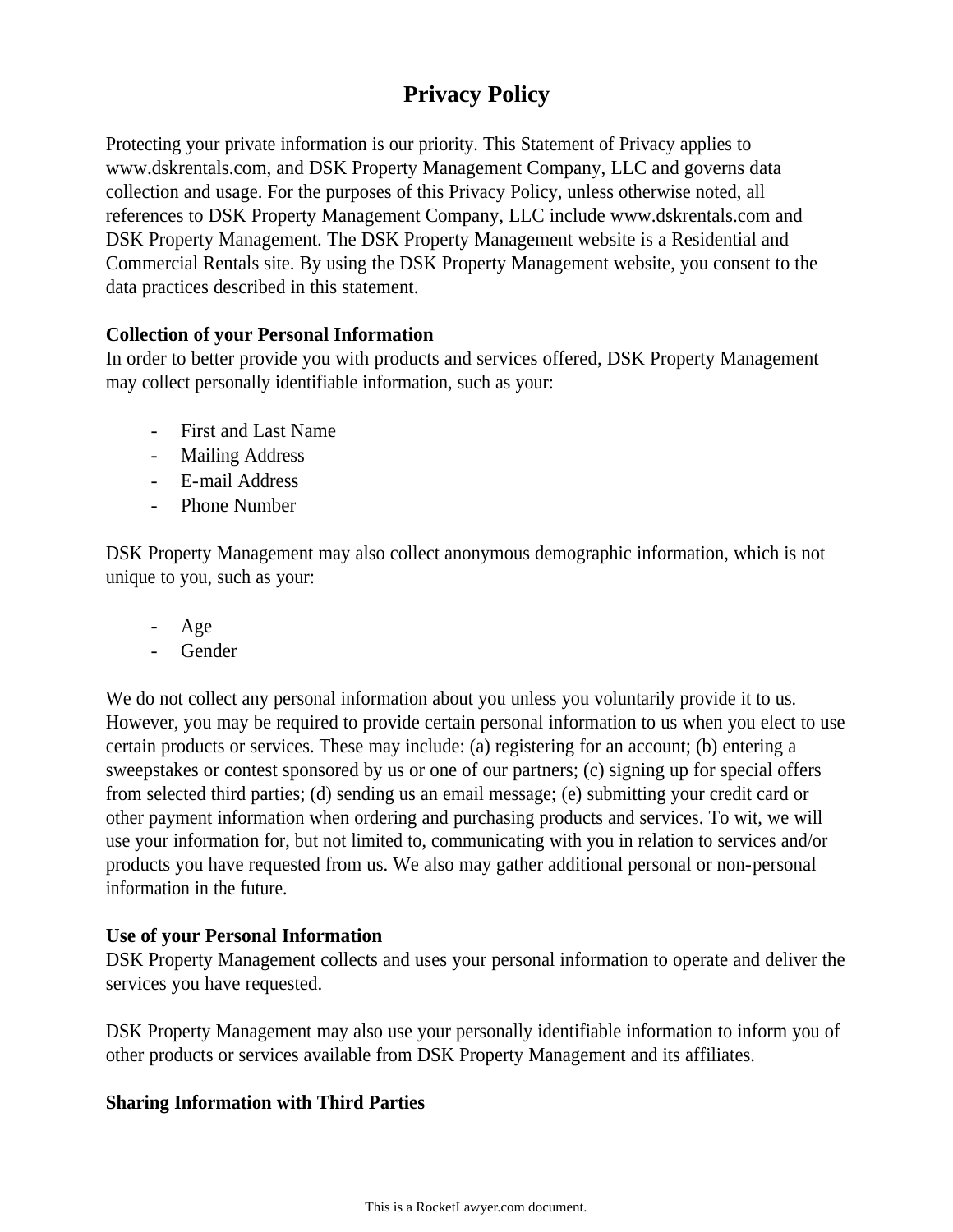# Privacy Policy

Protecting your private information is our priority. This Statement of Privacy applies to www.dskrentals.com, and DSK Property Management Company, LLC and governs data collection and usage. For the purposes of this Privacy Policy, unless otherwise noted, all references to DSK Property Management Company, LLC include www.dskrentals.com and DSK Property Management. The DSK Property Management website is a Residential and Commercial Rentals site. By using the DSK Property Management website, you consent to the data practices described in this statement.

**Collection of your Personal Information**

In order to better provide you with products and services offered, DSK Property Management may collect personally identifiable information, such as your:

- First and Last Name
- Mailing Address
- E-mail Address
- Phone Number

DSK Property Management may also collect anonymous demographic information, which is not unique to you, such as your:

- Age
- Gender

We do not collect any personal information about you unless you voluntarily provide it to us. However, you may be required to provide certain personal information to us when you elect to use certain products or services. These may include: (a) registering for an account; (b) entering a sweepstakes or contest sponsored by us or one of our partners; (c) signing up for special offers from selected third parties; (d) sending us an email message; (e) submitting your credit card or other payment information when ordering and purchasing products and services. To wit, we will use your information for, but not limited to, communicating with you in relation to services and/or products you have requested from us. We also may gather additional personal or non-personal information in the future.

**Use of your Personal Information**

DSK Property Management collects and uses your personal information to operate and deliver the services you have requested.

DSK Property Management may also use your personally identifiable information to inform you of other products or services available from DSK Property Management and its affiliates.

**Sharing Information with Third Parties**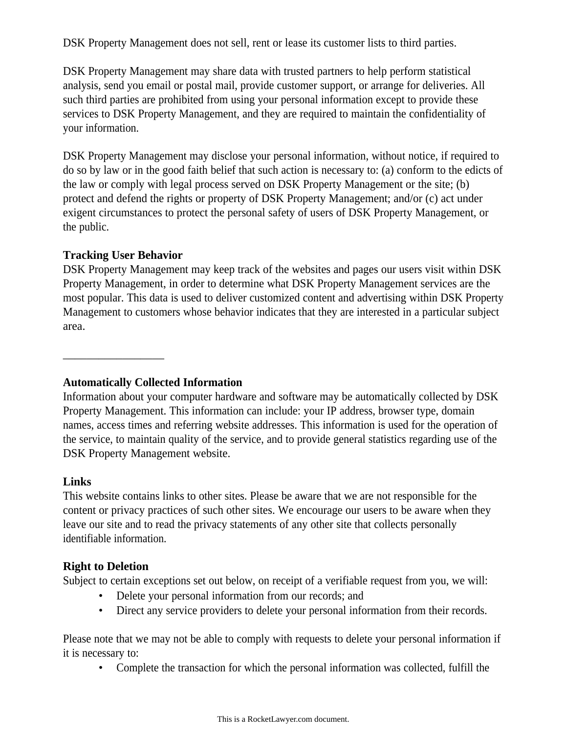DSK Property Management does not sell, rent or lease its customer lists to third parties.

DSK Property Management may share data with trusted partners to help perform statistical analysis, send you email or postal mail, provide customer support, or arrange for deliveries. All such third parties are prohibited from using your personal information except to provide these services to DSK Property Management, and they are required to maintain the confidentiality of your information.

DSK Property Management may disclose your personal information, without notice, if required to do so by law or in the good faith belief that such action is necessary to: (a) conform to the edicts of the law or comply with legal process served on DSK Property Management or the site; (b) protect and defend the rights or property of DSK Property Management; and/or (c) act under exigent circumstances to protect the personal safety of users of DSK Property Management, or the public.

**Tracking User Behavior**
DSK Property Management may keep track of the websites and pages our users visit within DSK Property Management, in order to determine what DSK Property Management services are the most popular. This data is used to deliver customized content and advertising within DSK Property Management to customers whose behavior indicates that they are interested in a particular subject area.

\_\_\_\_\_\_\_\_\_\_\_\_\_\_\_\_\_\_

**Automatically Collected Information**
Information about your computer hardware and software may be automatically collected by DSK Property Management. This information can include: your IP address, browser type, domain names, access times and referring website addresses. This information is used for the operation of the service, to maintain quality of the service, and to provide general statistics regarding use of the DSK Property Management website.

**Links**
This website contains links to other sites. Please be aware that we are not responsible for the content or privacy practices of such other sites. We encourage our users to be aware when they leave our site and to read the privacy statements of any other site that collects personally identifiable information.

**Right to Deletion**
Subject to certain exceptions set out below, on receipt of a verifiable request from you, we will:

- Delete your personal information from our records; and
- Direct any service providers to delete your personal information from their records.

Please note that we may not be able to comply with requests to delete your personal information if it is necessary to:

- Complete the transaction for which the personal information was collected, fulfill the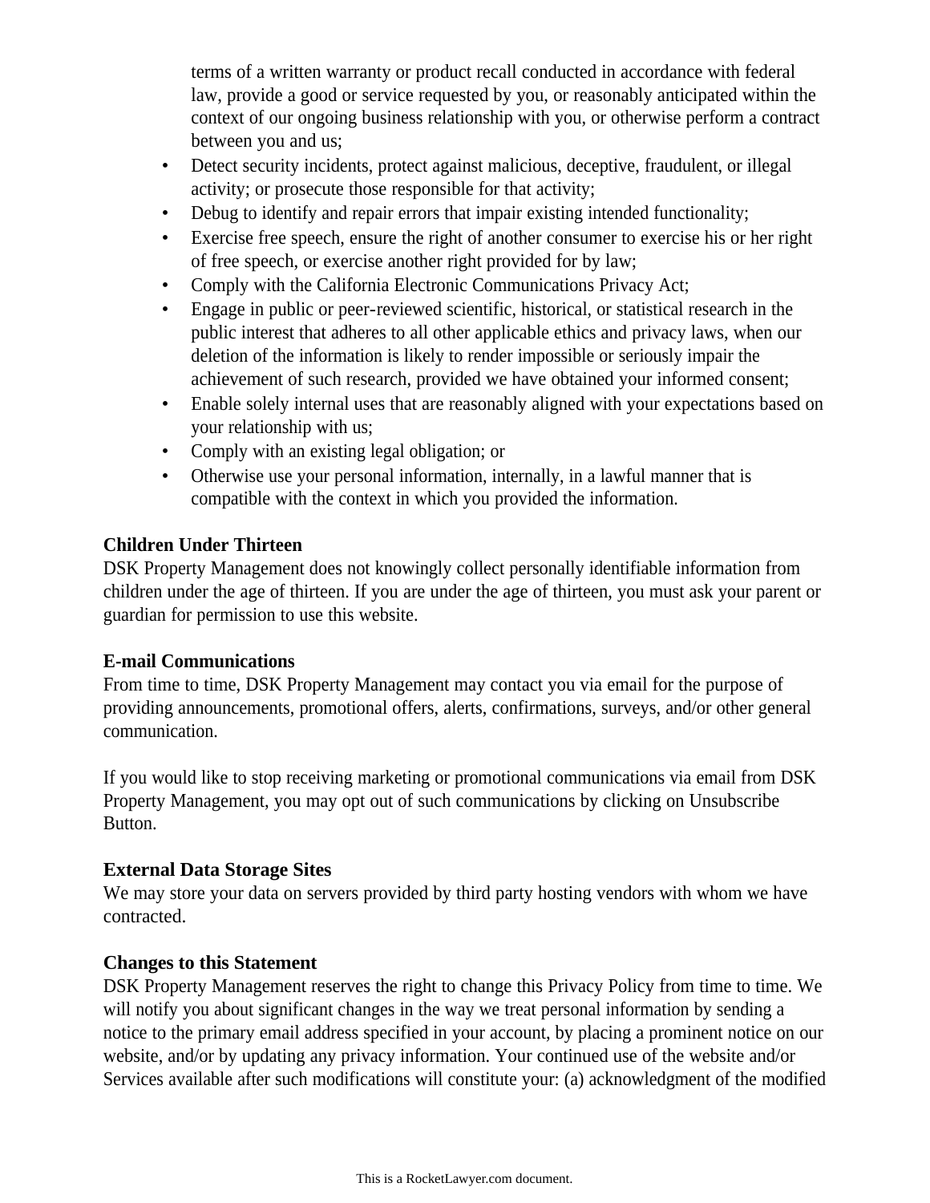terms of a written warranty or product recall conducted in accordance with federal law, provide a good or service requested by you, or reasonably anticipated within the context of our ongoing business relationship with you, or otherwise perform a contract between you and us;

- Detect security incidents, protect against malicious, deceptive, fraudulent, or illegal activity; or prosecute those responsible for that activity;
- Debug to identify and repair errors that impair existing intended functionality;
- Exercise free speech, ensure the right of another consumer to exercise his or her right of free speech, or exercise another right provided for by law;
- Comply with the California Electronic Communications Privacy Act;
- Engage in public or peer-reviewed scientific, historical, or statistical research in the public interest that adheres to all other applicable ethics and privacy laws, when our deletion of the information is likely to render impossible or seriously impair the achievement of such research, provided we have obtained your informed consent;
- Enable solely internal uses that are reasonably aligned with your expectations based on your relationship with us;
- Comply with an existing legal obligation; or
- Otherwise use your personal information, internally, in a lawful manner that is compatible with the context in which you provided the information.

**Children Under Thirteen**

DSK Property Management does not knowingly collect personally identifiable information from children under the age of thirteen. If you are under the age of thirteen, you must ask your parent or guardian for permission to use this website.

**E-mail Communications**

From time to time, DSK Property Management may contact you via email for the purpose of providing announcements, promotional offers, alerts, confirmations, surveys, and/or other general communication.

If you would like to stop receiving marketing or promotional communications via email from DSK Property Management, you may opt out of such communications by clicking on Unsubscribe Button.

**External Data Storage Sites**

We may store your data on servers provided by third party hosting vendors with whom we have contracted.

**Changes to this Statement**

DSK Property Management reserves the right to change this Privacy Policy from time to time. We will notify you about significant changes in the way we treat personal information by sending a notice to the primary email address specified in your account, by placing a prominent notice on our website, and/or by updating any privacy information. Your continued use of the website and/or Services available after such modifications will constitute your: (a) acknowledgment of the modified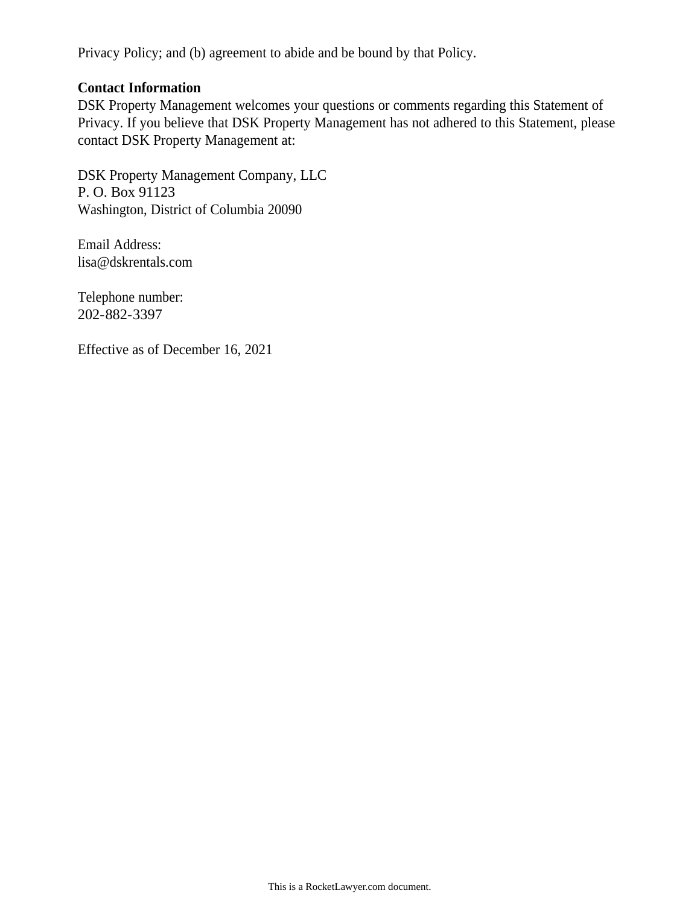Privacy Policy; and (b) agreement to abide and be bound by that Policy.

**Contact Information**

DSK Property Management welcomes your questions or comments regarding this Statement of Privacy. If you believe that DSK Property Management has not adhered to this Statement, please contact DSK Property Management at:

DSK Property Management Company, LLC
P. O. Box 91123
Washington, District of Columbia 20090

Email Address:
lisa@dskrentals.com

Telephone number:
202-882-3397

Effective as of December 16, 2021

This is a RocketLawyer.com document.